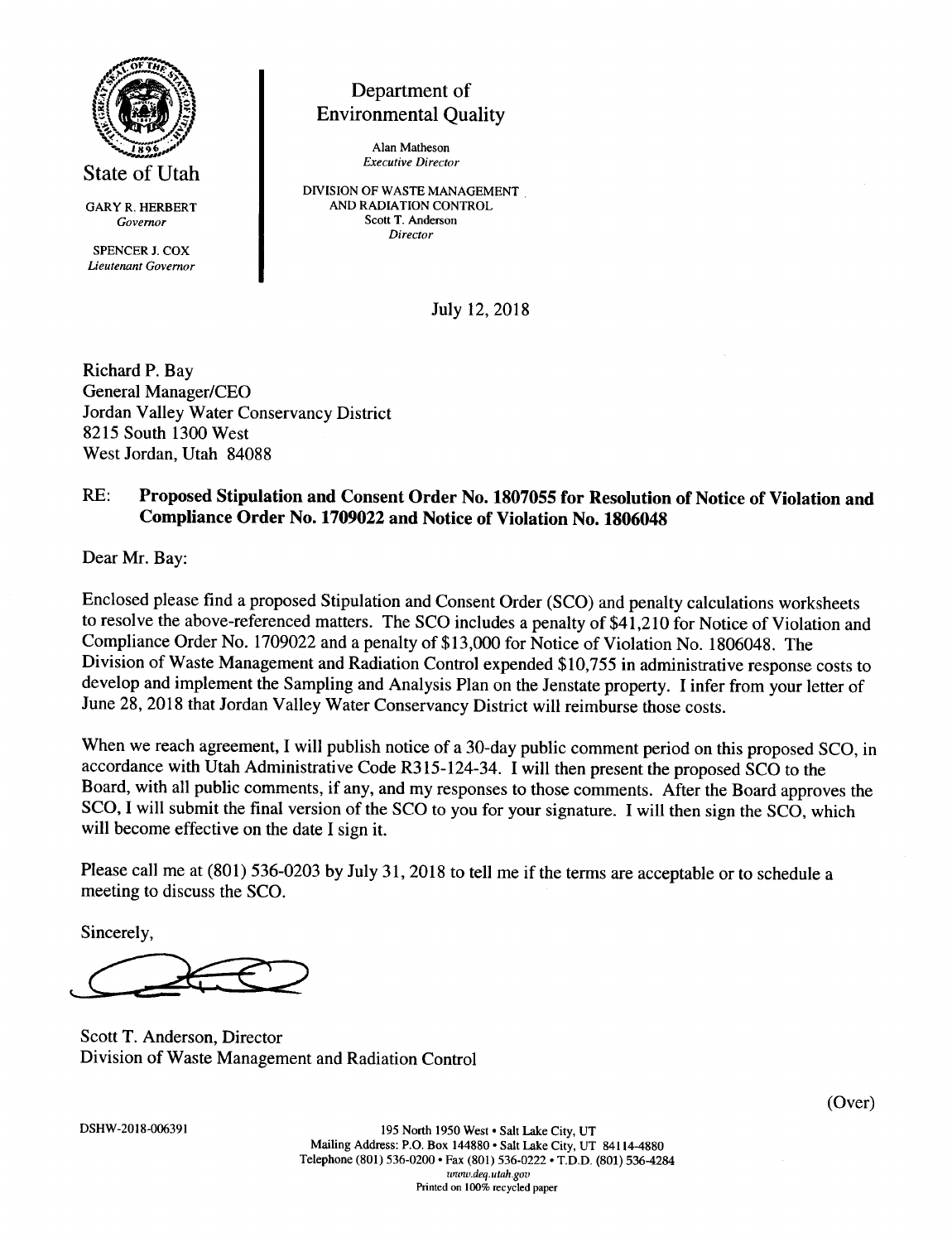State of Utah

GARY R. HERBERT
*Governor*

SPENCER J. COX
*Lieutenant Governor*

Department of
Environmental Quality

Alan Matheson
*Executive Director*

DIVISION OF WASTE MANAGEMENT
AND RADIATION CONTROL
Scott T. Anderson
*Director*

July 12, 2018

Richard P. Bay
General Manager/CEO
Jordan Valley Water Conservancy District
8215 South 1300 West
West Jordan, Utah 84088

RE: **Proposed Stipulation and Consent Order No. 1807055 for Resolution of Notice of Violation and Compliance Order No. 1709022 and Notice of Violation No. 1806048**

Dear Mr. Bay:

Enclosed please find a proposed Stipulation and Consent Order (SCO) and penalty calculations worksheets to resolve the above-referenced matters. The SCO includes a penalty of $41,210 for Notice of Violation and Compliance Order No. 1709022 and a penalty of $13,000 for Notice of Violation No. 1806048. The Division of Waste Management and Radiation Control expended $10,755 in administrative response costs to develop and implement the Sampling and Analysis Plan on the Jenstate property. I infer from your letter of June 28, 2018 that Jordan Valley Water Conservancy District will reimburse those costs.

When we reach agreement, I will publish notice of a 30-day public comment period on this proposed SCO, in accordance with Utah Administrative Code R315-124-34. I will then present the proposed SCO to the Board, with all public comments, if any, and my responses to those comments. After the Board approves the SCO, I will submit the final version of the SCO to you for your signature. I will then sign the SCO, which will become effective on the date I sign it.

Please call me at (801) 536-0203 by July 31, 2018 to tell me if the terms are acceptable or to schedule a meeting to discuss the SCO.

Sincerely,

Scott T. Anderson, Director
Division of Waste Management and Radiation Control

(Over)

DSHW-2018-006391

195 North 1950 West • Salt Lake City, UT
Mailing Address: P.O. Box 144880 • Salt Lake City, UT 84114-4880
Telephone (801) 536-0200 • Fax (801) 536-0222 • T.D.D. (801) 536-4284
*www.deq.utah.gov*
Printed on 100% recycled paper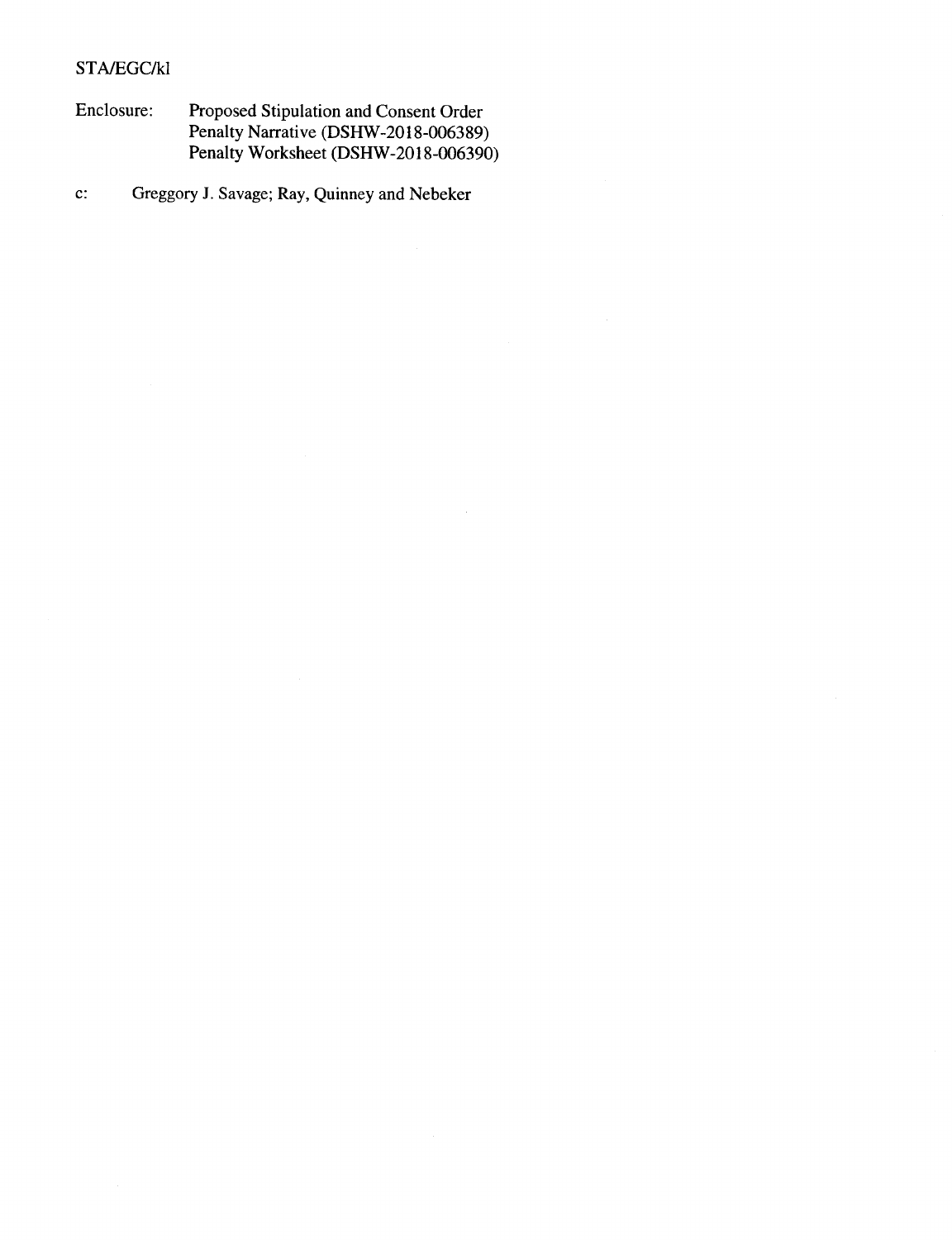STA/EGC/kl

Enclosure: Proposed Stipulation and Consent Order
Penalty Narrative (DSHW-2018-006389)
Penalty Worksheet (DSHW-2018-006390)

c: Greggory J. Savage; Ray, Quinney and Nebeker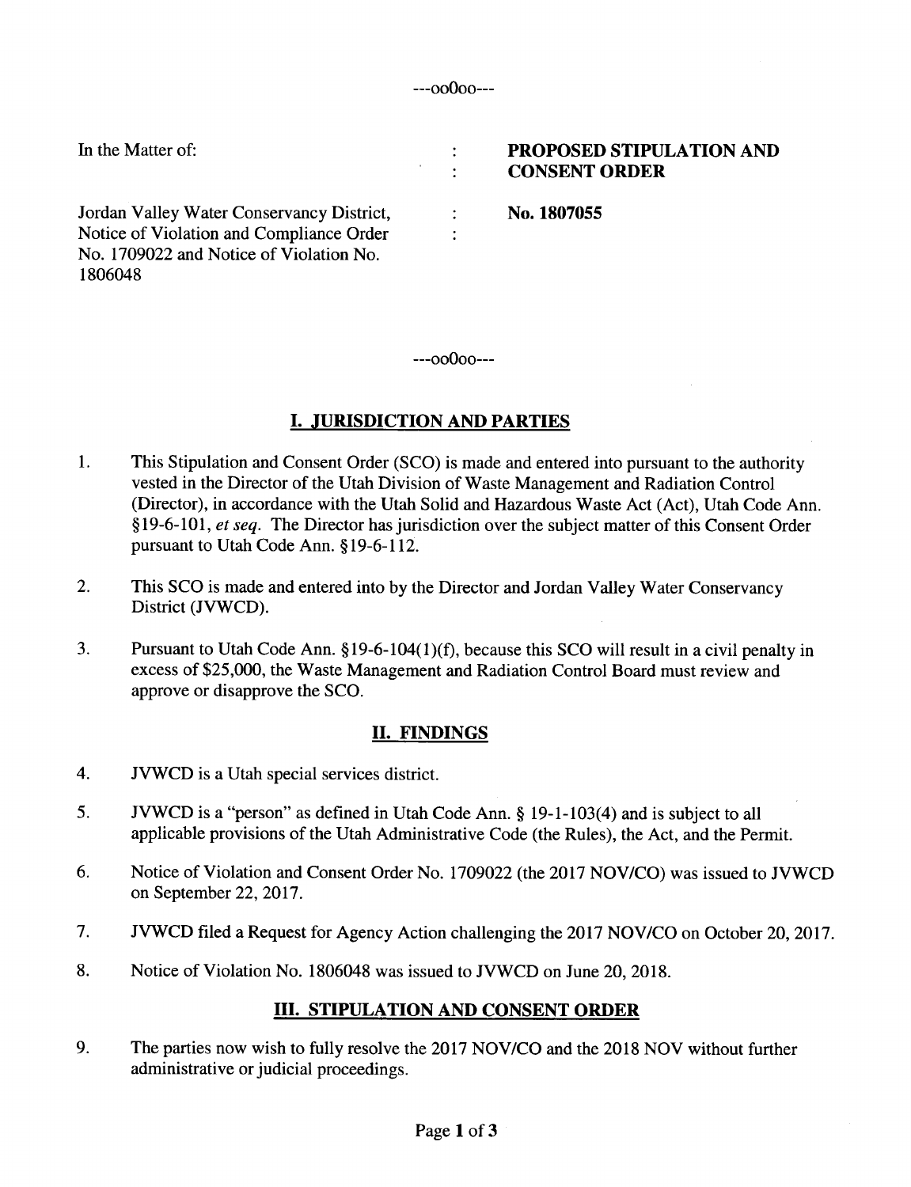---oo0oo---

In the Matter of:

Jordan Valley Water Conservancy District, Notice of Violation and Compliance Order No. 1709022 and Notice of Violation No. 1806048

**PROPOSED STIPULATION AND CONSENT ORDER**

**No. 1807055**

---oo0oo---

## I. JURISDICTION AND PARTIES

1. This Stipulation and Consent Order (SCO) is made and entered into pursuant to the authority vested in the Director of the Utah Division of Waste Management and Radiation Control (Director), in accordance with the Utah Solid and Hazardous Waste Act (Act), Utah Code Ann. §19-6-101, *et seq*. The Director has jurisdiction over the subject matter of this Consent Order pursuant to Utah Code Ann. §19-6-112.

2. This SCO is made and entered into by the Director and Jordan Valley Water Conservancy District (JVWCD).

3. Pursuant to Utah Code Ann. §19-6-104(1)(f), because this SCO will result in a civil penalty in excess of $25,000, the Waste Management and Radiation Control Board must review and approve or disapprove the SCO.

## II. FINDINGS

4. JVWCD is a Utah special services district.

5. JVWCD is a "person" as defined in Utah Code Ann. § 19-1-103(4) and is subject to all applicable provisions of the Utah Administrative Code (the Rules), the Act, and the Permit.

6. Notice of Violation and Consent Order No. 1709022 (the 2017 NOV/CO) was issued to JVWCD on September 22, 2017.

7. JVWCD filed a Request for Agency Action challenging the 2017 NOV/CO on October 20, 2017.

8. Notice of Violation No. 1806048 was issued to JVWCD on June 20, 2018.

## III. STIPULATION AND CONSENT ORDER

9. The parties now wish to fully resolve the 2017 NOV/CO and the 2018 NOV without further administrative or judicial proceedings.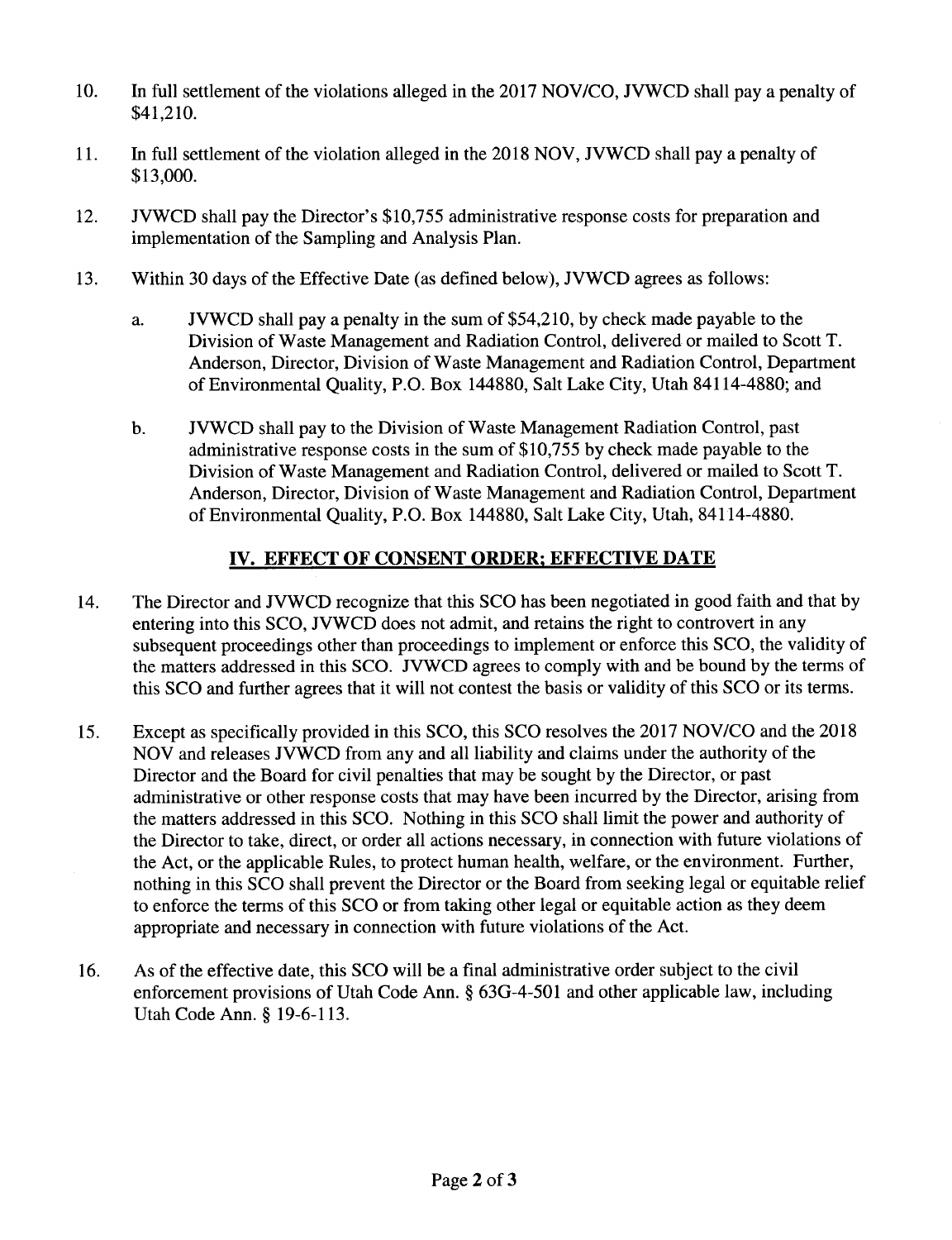10. In full settlement of the violations alleged in the 2017 NOV/CO, JVWCD shall pay a penalty of $41,210.

11. In full settlement of the violation alleged in the 2018 NOV, JVWCD shall pay a penalty of $13,000.

12. JVWCD shall pay the Director's $10,755 administrative response costs for preparation and implementation of the Sampling and Analysis Plan.

13. Within 30 days of the Effective Date (as defined below), JVWCD agrees as follows:

    a. JVWCD shall pay a penalty in the sum of $54,210, by check made payable to the Division of Waste Management and Radiation Control, delivered or mailed to Scott T. Anderson, Director, Division of Waste Management and Radiation Control, Department of Environmental Quality, P.O. Box 144880, Salt Lake City, Utah 84114-4880; and

    b. JVWCD shall pay to the Division of Waste Management Radiation Control, past administrative response costs in the sum of $10,755 by check made payable to the Division of Waste Management and Radiation Control, delivered or mailed to Scott T. Anderson, Director, Division of Waste Management and Radiation Control, Department of Environmental Quality, P.O. Box 144880, Salt Lake City, Utah, 84114-4880.

## IV. EFFECT OF CONSENT ORDER; EFFECTIVE DATE

14. The Director and JVWCD recognize that this SCO has been negotiated in good faith and that by entering into this SCO, JVWCD does not admit, and retains the right to controvert in any subsequent proceedings other than proceedings to implement or enforce this SCO, the validity of the matters addressed in this SCO. JVWCD agrees to comply with and be bound by the terms of this SCO and further agrees that it will not contest the basis or validity of this SCO or its terms.

15. Except as specifically provided in this SCO, this SCO resolves the 2017 NOV/CO and the 2018 NOV and releases JVWCD from any and all liability and claims under the authority of the Director and the Board for civil penalties that may be sought by the Director, or past administrative or other response costs that may have been incurred by the Director, arising from the matters addressed in this SCO. Nothing in this SCO shall limit the power and authority of the Director to take, direct, or order all actions necessary, in connection with future violations of the Act, or the applicable Rules, to protect human health, welfare, or the environment. Further, nothing in this SCO shall prevent the Director or the Board from seeking legal or equitable relief to enforce the terms of this SCO or from taking other legal or equitable action as they deem appropriate and necessary in connection with future violations of the Act.

16. As of the effective date, this SCO will be a final administrative order subject to the civil enforcement provisions of Utah Code Ann. § 63G-4-501 and other applicable law, including Utah Code Ann. § 19-6-113.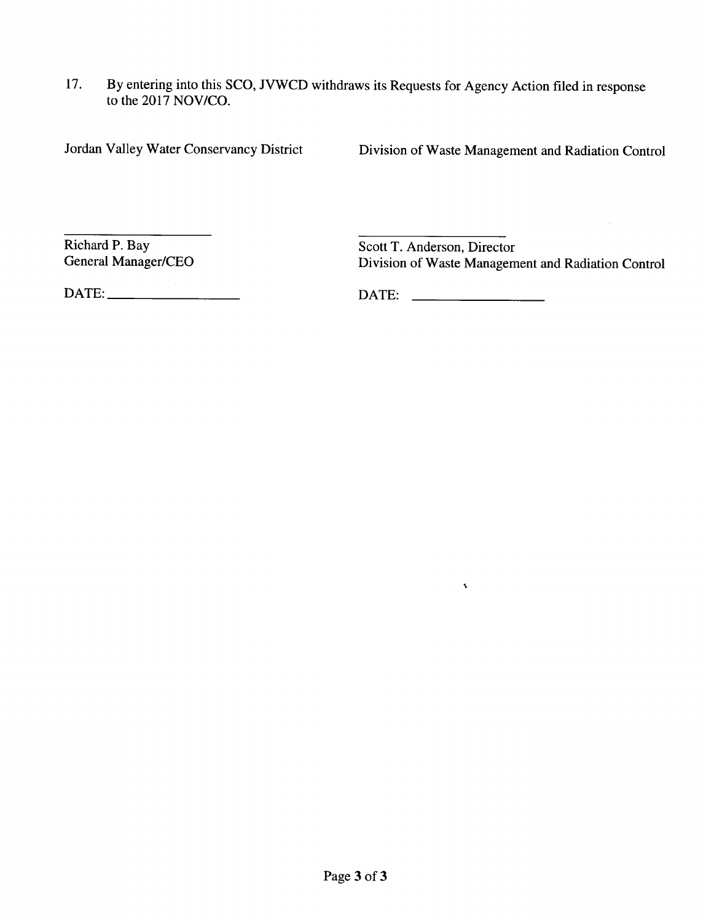17. By entering into this SCO, JVWCD withdraws its Requests for Agency Action filed in response to the 2017 NOV/CO.

Jordan Valley Water Conservancy District

\_\_\_\_\_\_\_\_\_\_\_\_\_\_\_\_\_\_\_\_\_\_
Richard P. Bay
General Manager/CEO

DATE: \_\_\_\_\_\_\_\_\_\_\_\_\_\_\_\_\_\_

Division of Waste Management and Radiation Control

\_\_\_\_\_\_\_\_\_\_\_\_\_\_\_\_\_\_\_\_\_\_
Scott T. Anderson, Director
Division of Waste Management and Radiation Control

DATE: \_\_\_\_\_\_\_\_\_\_\_\_\_\_\_\_\_\_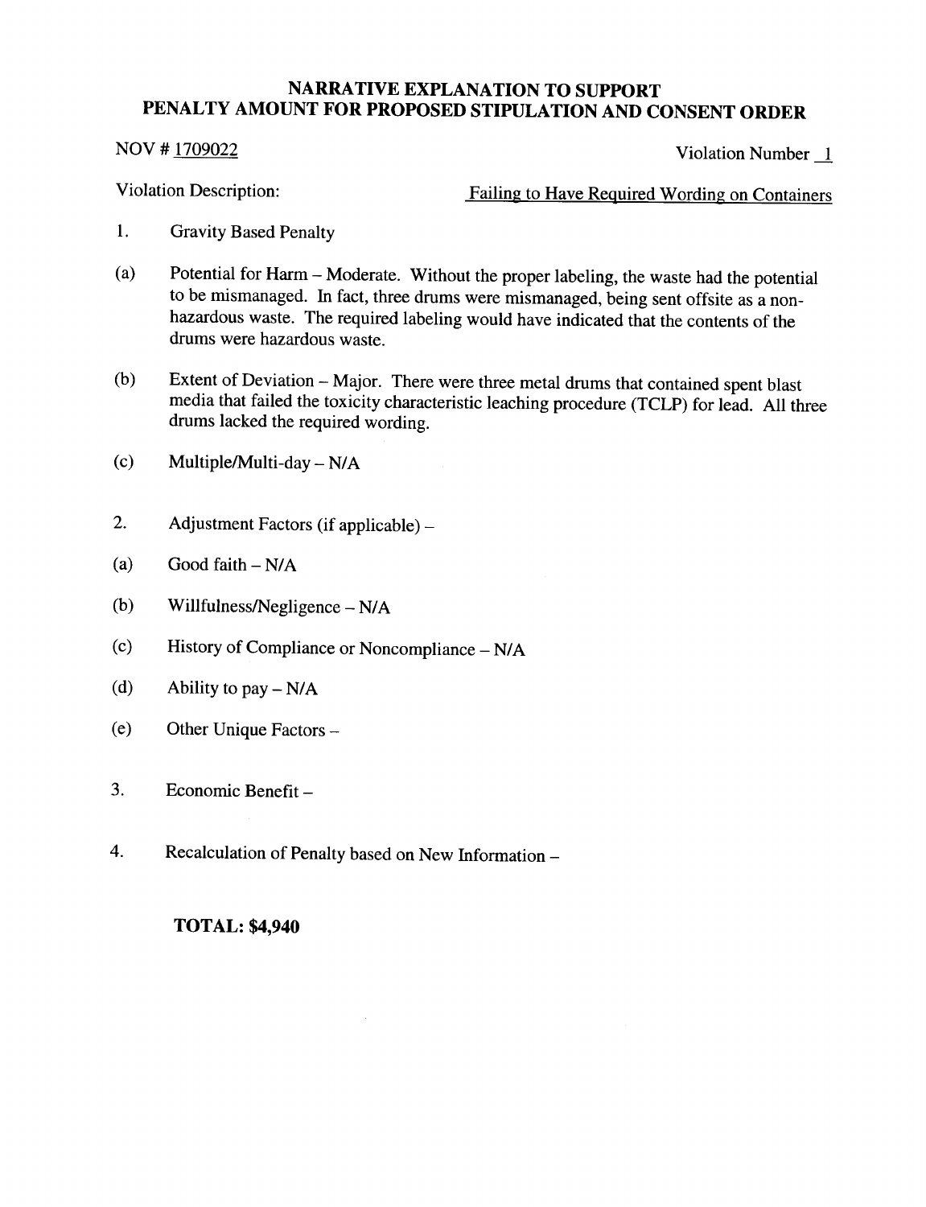# NARRATIVE EXPLANATION TO SUPPORT PENALTY AMOUNT FOR PROPOSED STIPULATION AND CONSENT ORDER

NOV # 1709022 Violation Number 1

Violation Description: Failing to Have Required Wording on Containers

1. Gravity Based Penalty

(a) Potential for Harm – Moderate. Without the proper labeling, the waste had the potential to be mismanaged. In fact, three drums were mismanaged, being sent offsite as a non-hazardous waste. The required labeling would have indicated that the contents of the drums were hazardous waste.

(b) Extent of Deviation – Major. There were three metal drums that contained spent blast media that failed the toxicity characteristic leaching procedure (TCLP) for lead. All three drums lacked the required wording.

(c) Multiple/Multi-day – N/A

2. Adjustment Factors (if applicable) –

(a) Good faith – N/A

(b) Willfulness/Negligence – N/A

(c) History of Compliance or Noncompliance – N/A

(d) Ability to pay – N/A

(e) Other Unique Factors –

3. Economic Benefit –

4. Recalculation of Penalty based on New Information –

**TOTAL: $4,940**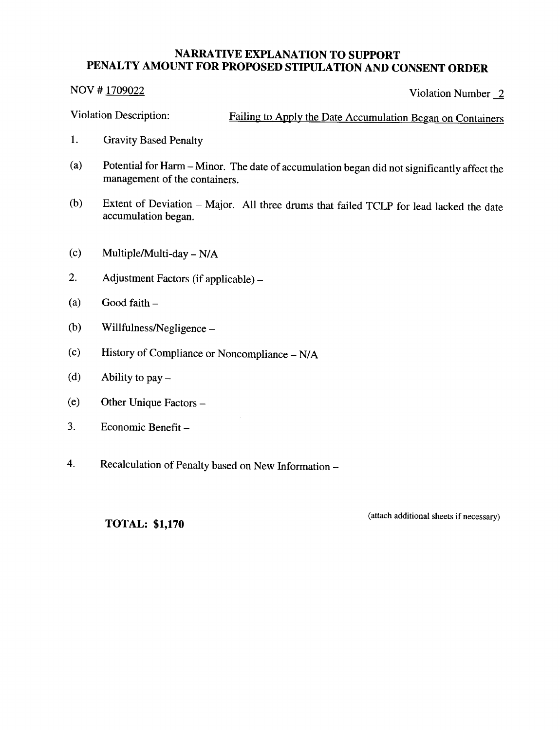## NARRATIVE EXPLANATION TO SUPPORT PENALTY AMOUNT FOR PROPOSED STIPULATION AND CONSENT ORDER

NOV # 1709022 | Violation Number 2

Violation Description: Failing to Apply the Date Accumulation Began on Containers

1. Gravity Based Penalty

(a) Potential for Harm – Minor. The date of accumulation began did not significantly affect the management of the containers.

(b) Extent of Deviation – Major. All three drums that failed TCLP for lead lacked the date accumulation began.

(c) Multiple/Multi-day – N/A

2. Adjustment Factors (if applicable) –

(a) Good faith –

(b) Willfulness/Negligence –

(c) History of Compliance or Noncompliance – N/A

(d) Ability to pay –

(e) Other Unique Factors –

3. Economic Benefit –

4. Recalculation of Penalty based on New Information –

**TOTAL: $1,170**

(attach additional sheets if necessary)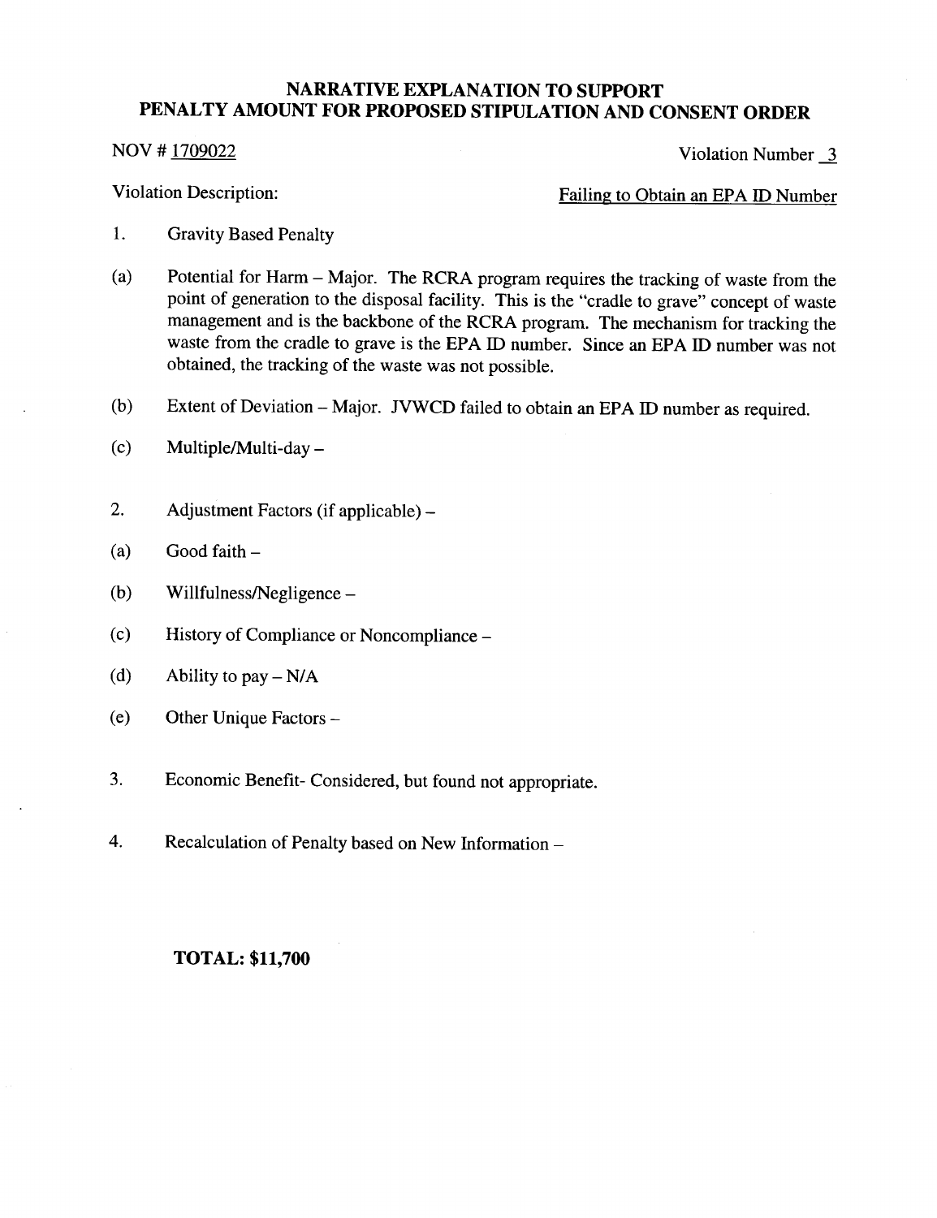# NARRATIVE EXPLANATION TO SUPPORT PENALTY AMOUNT FOR PROPOSED STIPULATION AND CONSENT ORDER

NOV # 1709022 Violation Number 3

Violation Description: Failing to Obtain an EPA ID Number

1. Gravity Based Penalty

(a) Potential for Harm – Major. The RCRA program requires the tracking of waste from the point of generation to the disposal facility. This is the "cradle to grave" concept of waste management and is the backbone of the RCRA program. The mechanism for tracking the waste from the cradle to grave is the EPA ID number. Since an EPA ID number was not obtained, the tracking of the waste was not possible.

(b) Extent of Deviation – Major. JVWCD failed to obtain an EPA ID number as required.

(c) Multiple/Multi-day –

2. Adjustment Factors (if applicable) –

(a) Good faith –

(b) Willfulness/Negligence –

(c) History of Compliance or Noncompliance –

(d) Ability to pay – N/A

(e) Other Unique Factors –

3. Economic Benefit- Considered, but found not appropriate.

4. Recalculation of Penalty based on New Information –

**TOTAL: $11,700**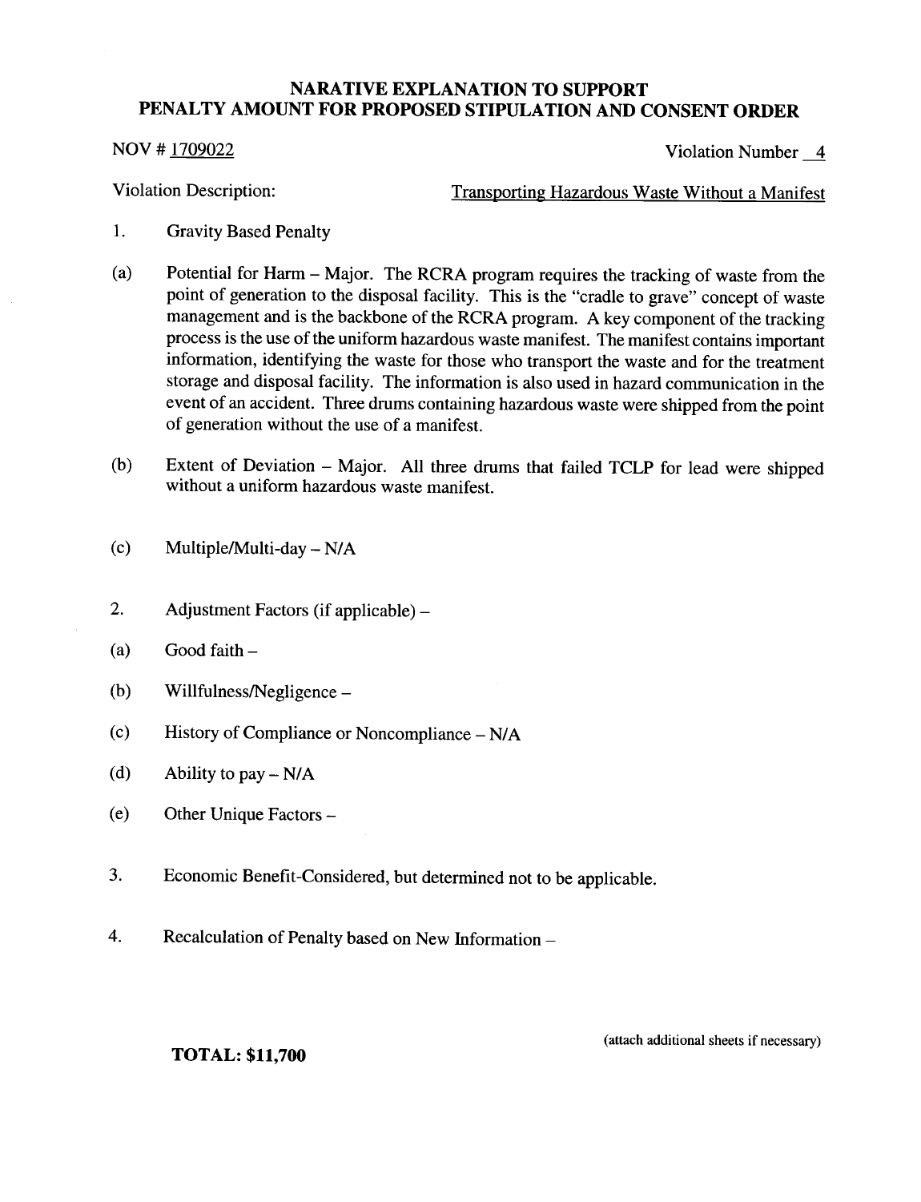# NARATIVE EXPLANATION TO SUPPORT PENALTY AMOUNT FOR PROPOSED STIPULATION AND CONSENT ORDER

NOV # 1709022 Violation Number 4

Violation Description: Transporting Hazardous Waste Without a Manifest

1. Gravity Based Penalty

(a) Potential for Harm – Major. The RCRA program requires the tracking of waste from the point of generation to the disposal facility. This is the "cradle to grave" concept of waste management and is the backbone of the RCRA program. A key component of the tracking process is the use of the uniform hazardous waste manifest. The manifest contains important information, identifying the waste for those who transport the waste and for the treatment storage and disposal facility. The information is also used in hazard communication in the event of an accident. Three drums containing hazardous waste were shipped from the point of generation without the use of a manifest.

(b) Extent of Deviation – Major. All three drums that failed TCLP for lead were shipped without a uniform hazardous waste manifest.

(c) Multiple/Multi-day – N/A

2. Adjustment Factors (if applicable) –

(a) Good faith –

(b) Willfulness/Negligence –

(c) History of Compliance or Noncompliance – N/A

(d) Ability to pay – N/A

(e) Other Unique Factors –

3. Economic Benefit-Considered, but determined not to be applicable.

4. Recalculation of Penalty based on New Information –

(attach additional sheets if necessary)

**TOTAL: $11,700**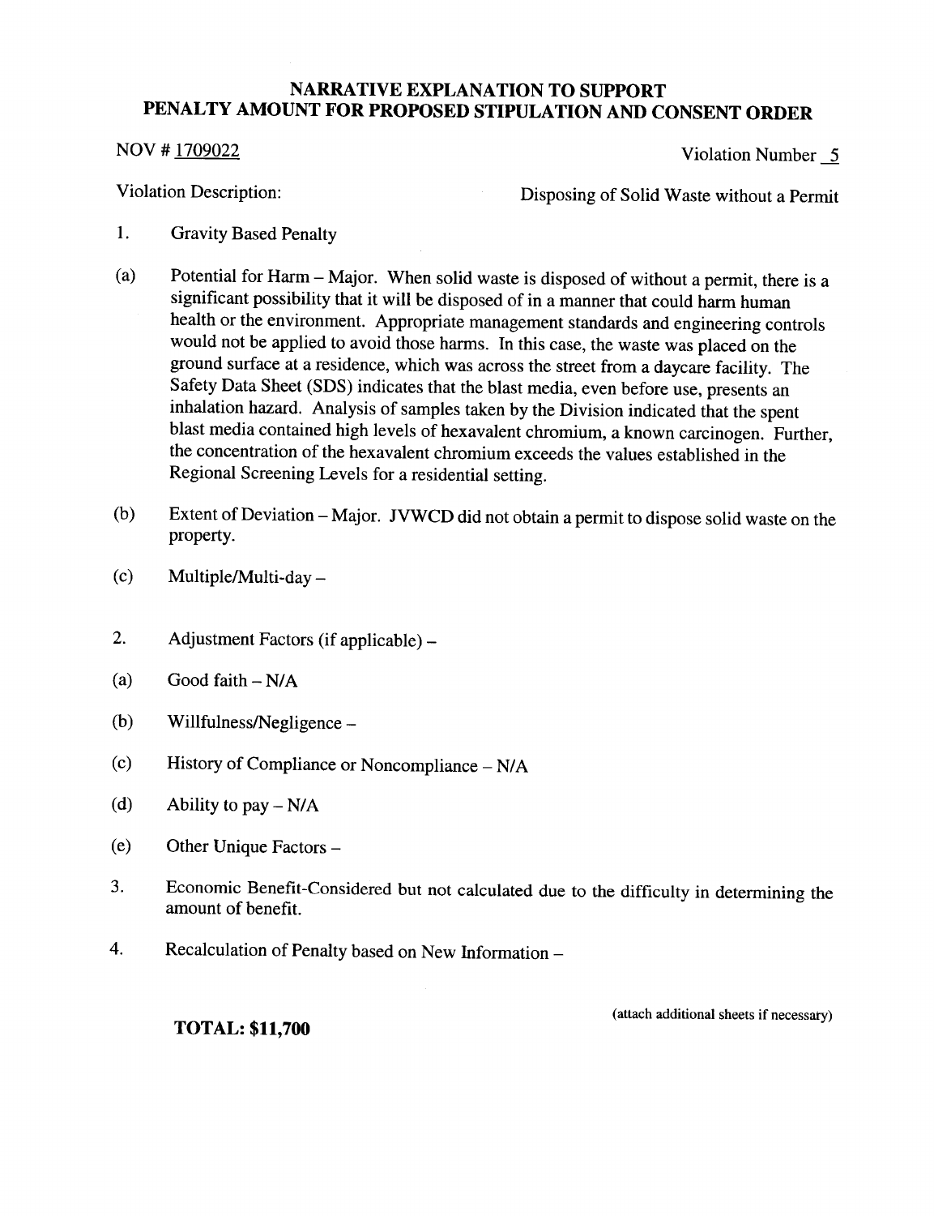# NARRATIVE EXPLANATION TO SUPPORT PENALTY AMOUNT FOR PROPOSED STIPULATION AND CONSENT ORDER

NOV # 1709022 Violation Number 5

Violation Description: Disposing of Solid Waste without a Permit

1. Gravity Based Penalty

(a) Potential for Harm – Major. When solid waste is disposed of without a permit, there is a significant possibility that it will be disposed of in a manner that could harm human health or the environment. Appropriate management standards and engineering controls would not be applied to avoid those harms. In this case, the waste was placed on the ground surface at a residence, which was across the street from a daycare facility. The Safety Data Sheet (SDS) indicates that the blast media, even before use, presents an inhalation hazard. Analysis of samples taken by the Division indicated that the spent blast media contained high levels of hexavalent chromium, a known carcinogen. Further, the concentration of the hexavalent chromium exceeds the values established in the Regional Screening Levels for a residential setting.

(b) Extent of Deviation – Major. JVWCD did not obtain a permit to dispose solid waste on the property.

(c) Multiple/Multi-day –

2. Adjustment Factors (if applicable) –

(a) Good faith – N/A

(b) Willfulness/Negligence –

(c) History of Compliance or Noncompliance – N/A

(d) Ability to pay – N/A

(e) Other Unique Factors –

3. Economic Benefit-Considered but not calculated due to the difficulty in determining the amount of benefit.

4. Recalculation of Penalty based on New Information –

**TOTAL: $11,700**

(attach additional sheets if necessary)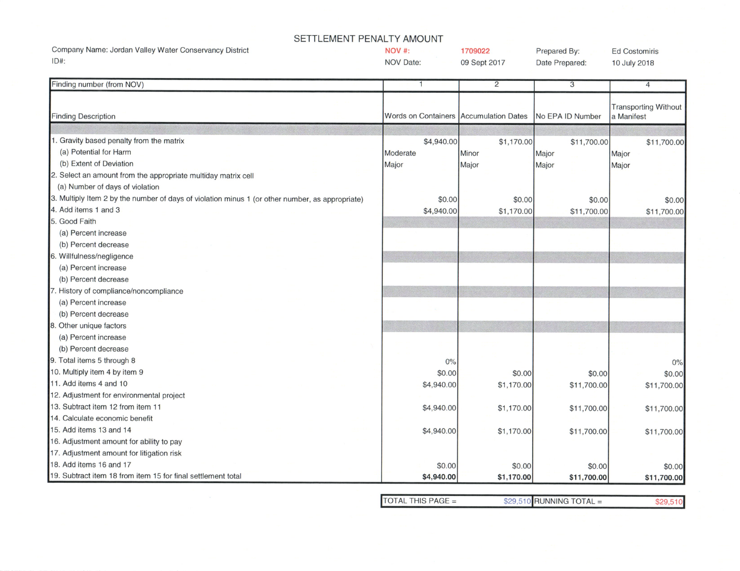# SETTLEMENT PENALTY AMOUNT

Company Name: Jordan Valley Water Conservancy District
ID#:

NOV #: 1709022
NOV Date: 09 Sept 2017

Prepared By: Ed Costomiris
Date Prepared: 10 July 2018

| Finding number (from NOV) | 1 | 2 | 3 | 4 |
|---|---|---|---|---|
| Finding Description | Words on Containers | Accumulation Dates | No EPA ID Number | Transporting Without a Manifest |
| 1. Gravity based penalty from the matrix | $4,940.00 | $1,170.00 | $11,700.00 | $11,700.00 |
| (a) Potential for Harm | Moderate | Minor | Major | Major |
| (b) Extent of Deviation | Major | Major | Major | Major |
| 2. Select an amount from the appropriate multiday matrix cell | | | | |
| (a) Number of days of violation | | | | |
| 3. Multiply Item 2 by the number of days of violation minus 1 (or other number, as appropriate) | $0.00 | $0.00 | $0.00 | $0.00 |
| 4. Add items 1 and 3 | $4,940.00 | $1,170.00 | $11,700.00 | $11,700.00 |
| 5. Good Faith | | | | |
| (a) Percent increase | | | | |
| (b) Percent decrease | | | | |
| 6. Willfulness/negligence | | | | |
| (a) Percent increase | | | | |
| (b) Percent decrease | | | | |
| 7. History of compliance/noncompliance | | | | |
| (a) Percent increase | | | | |
| (b) Percent decrease | | | | |
| 8. Other unique factors | | | | |
| (a) Percent increase | | | | |
| (b) Percent decrease | | | | |
| 9. Total items 5 through 8 | 0% | | | 0% |
| 10. Multiply item 4 by item 9 | $0.00 | $0.00 | $0.00 | $0.00 |
| 11. Add items 4 and 10 | $4,940.00 | $1,170.00 | $11,700.00 | $11,700.00 |
| 12. Adjustment for environmental project | | | | |
| 13. Subtract item 12 from item 11 | $4,940.00 | $1,170.00 | $11,700.00 | $11,700.00 |
| 14. Calculate economic benefit | | | | |
| 15. Add items 13 and 14 | $4,940.00 | $1,170.00 | $11,700.00 | $11,700.00 |
| 16. Adjustment amount for ability to pay | | | | |
| 17. Adjustment amount for litigation risk | | | | |
| 18. Add items 16 and 17 | $0.00 | $0.00 | $0.00 | $0.00 |
| 19. Subtract item 18 from item 15 for final settlement total | **$4,940.00** | **$1,170.00** | **$11,700.00** | **$11,700.00** |

| | | | |
|---|---|---|---|
| TOTAL THIS PAGE = | $29,510 | RUNNING TOTAL = | $29,510 |